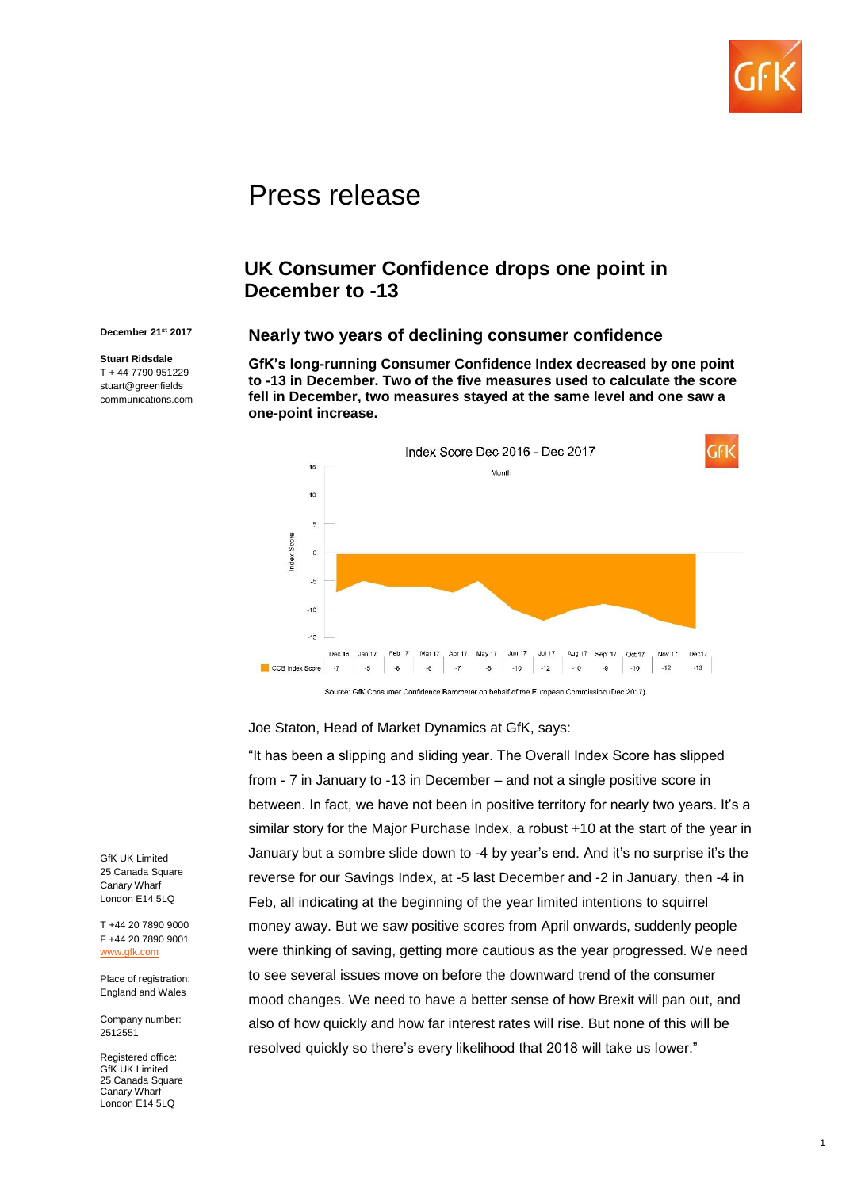# Press release

## UK Consumer Confidence drops one point in December to -13

December 21st 2017

**Stuart Ridsdale**
T + 44 7790 951229
stuart@greenfields communications.com

### Nearly two years of declining consumer confidence

**GfK's long-running Consumer Confidence Index decreased by one point to -13 in December. Two of the five measures used to calculate the score fell in December, two measures stayed at the same level and one saw a one-point increase.**

Index Score Dec 2016 - Dec 2017

| Month | Dec 16 | Jan 17 | Feb 17 | Mar 17 | Apr 17 | May 17 | Jun 17 | Jul 17 | Aug 17 | Sept 17 | Oct 17 | Nov 17 | Dec17 |
|---|---|---|---|---|---|---|---|---|---|---|---|---|---|
| CCB Index Score | -7 | -5 | -6 | -6 | -7 | -5 | -10 | -12 | -10 | -9 | -10 | -12 | -13 |

Source: GfK Consumer Confidence Barometer on behalf of the European Commission (Dec 2017)

Joe Staton, Head of Market Dynamics at GfK, says:

"It has been a slipping and sliding year. The Overall Index Score has slipped from - 7 in January to -13 in December – and not a single positive score in between. In fact, we have not been in positive territory for nearly two years. It's a similar story for the Major Purchase Index, a robust +10 at the start of the year in January but a sombre slide down to -4 by year's end. And it's no surprise it's the reverse for our Savings Index, at -5 last December and -2 in January, then -4 in Feb, all indicating at the beginning of the year limited intentions to squirrel money away. But we saw positive scores from April onwards, suddenly people were thinking of saving, getting more cautious as the year progressed. We need to see several issues move on before the downward trend of the consumer mood changes. We need to have a better sense of how Brexit will pan out, and also of how quickly and how far interest rates will rise. But none of this will be resolved quickly so there's every likelihood that 2018 will take us lower."

GfK UK Limited
25 Canada Square
Canary Wharf
London E14 5LQ

T +44 20 7890 9000
F +44 20 7890 9001
www.gfk.com

Place of registration:
England and Wales

Company number:
2512551

Registered office:
GfK UK Limited
25 Canada Square
Canary Wharf
London E14 5LQ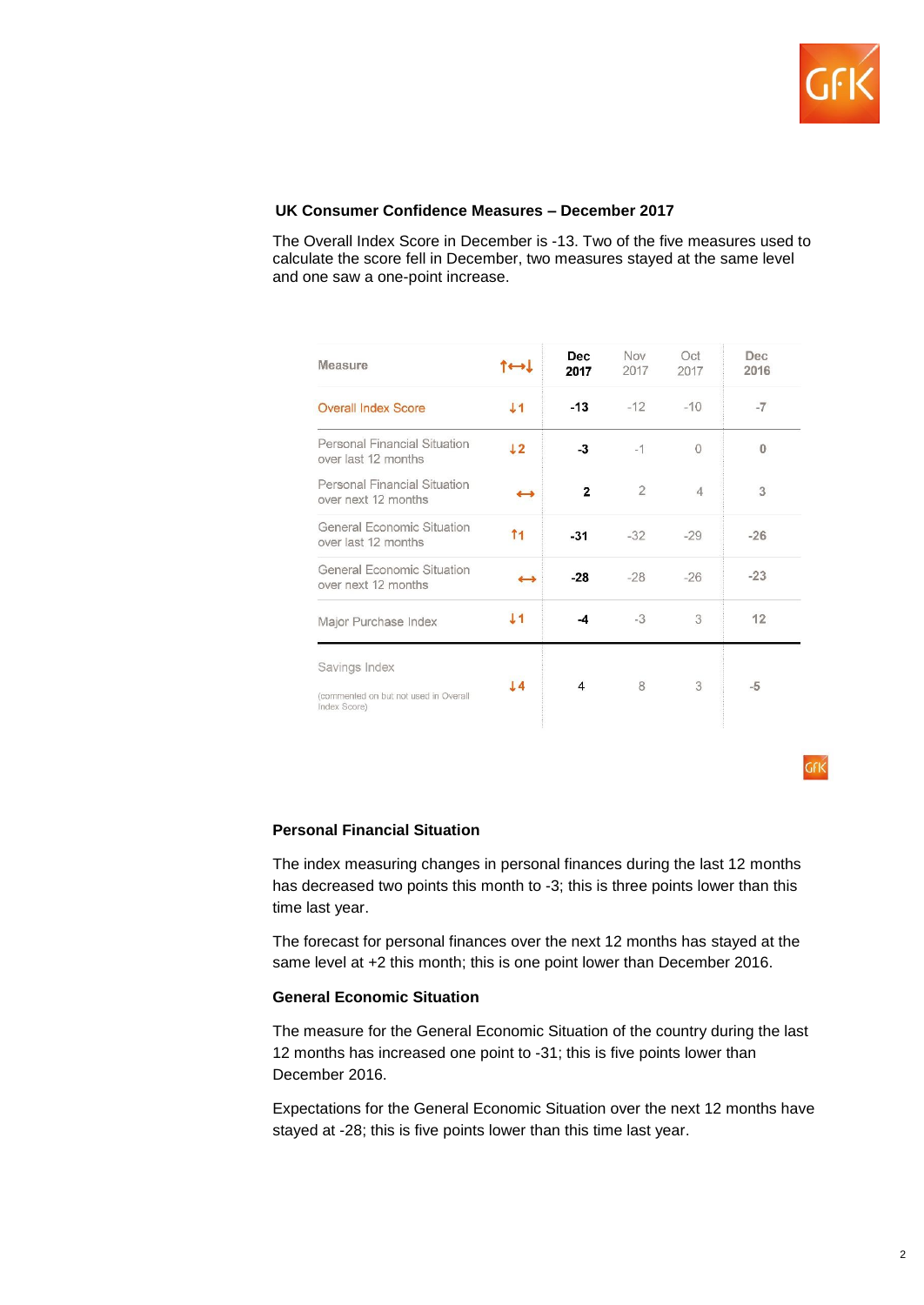**UK Consumer Confidence Measures – December 2017**

The Overall Index Score in December is -13. Two of the five measures used to calculate the score fell in December, two measures stayed at the same level and one saw a one-point increase.

| Measure | ↑↔↓ | Dec 2017 | Nov 2017 | Oct 2017 | Dec 2016 |
|---|---|---|---|---|---|
| Overall Index Score | ↓1 | -13 | -12 | -10 | -7 |
| Personal Financial Situation over last 12 months | ↓2 | -3 | -1 | 0 | 0 |
| Personal Financial Situation over next 12 months | ↔ | 2 | 2 | 4 | 3 |
| General Economic Situation over last 12 months | ↑1 | -31 | -32 | -29 | -26 |
| General Economic Situation over next 12 months | ↔ | -28 | -28 | -26 | -23 |
| Major Purchase Index | ↓1 | -4 | -3 | 3 | 12 |
| Savings Index (commented on but not used in Overall Index Score) | ↓4 | 4 | 8 | 3 | -5 |

**Personal Financial Situation**

The index measuring changes in personal finances during the last 12 months has decreased two points this month to -3; this is three points lower than this time last year.

The forecast for personal finances over the next 12 months has stayed at the same level at +2 this month; this is one point lower than December 2016.

**General Economic Situation**

The measure for the General Economic Situation of the country during the last 12 months has increased one point to -31; this is five points lower than December 2016.

Expectations for the General Economic Situation over the next 12 months have stayed at -28; this is five points lower than this time last year.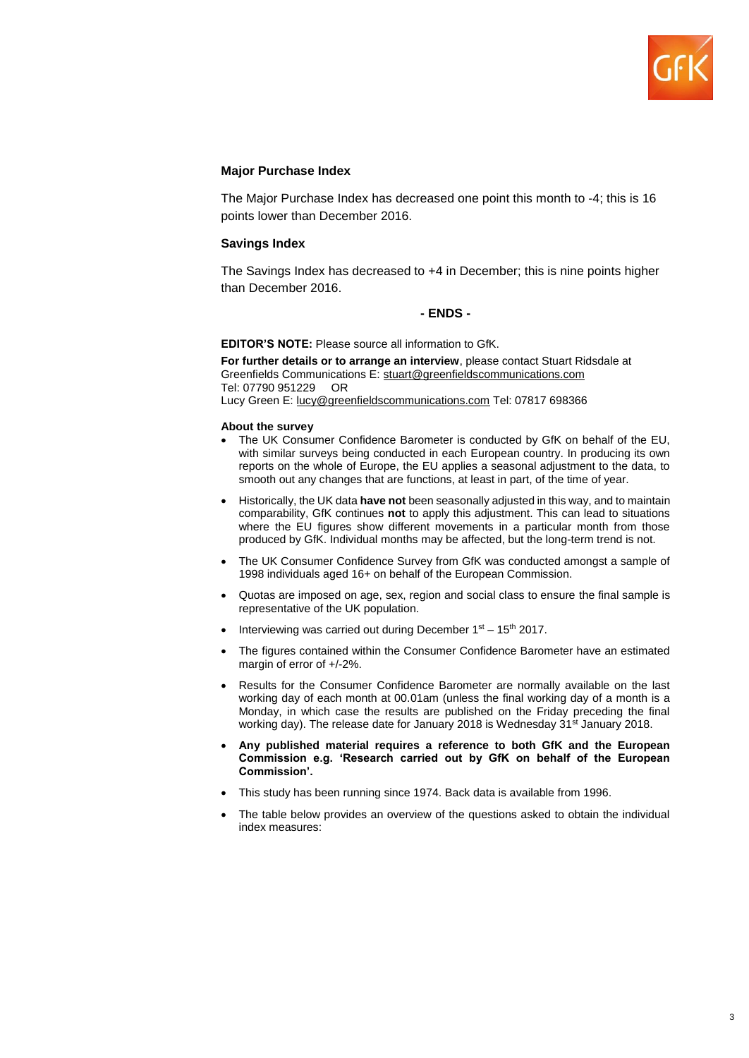## Major Purchase Index

The Major Purchase Index has decreased one point this month to -4; this is 16 points lower than December 2016.

## Savings Index

The Savings Index has decreased to +4 in December; this is nine points higher than December 2016.

**- ENDS -**

**EDITOR'S NOTE:** Please source all information to GfK.

**For further details or to arrange an interview**, please contact Stuart Ridsdale at Greenfields Communications E: stuart@greenfieldscommunications.com
Tel: 07790 951229 OR
Lucy Green E: lucy@greenfieldscommunications.com Tel: 07817 698366

**About the survey**

- The UK Consumer Confidence Barometer is conducted by GfK on behalf of the EU, with similar surveys being conducted in each European country. In producing its own reports on the whole of Europe, the EU applies a seasonal adjustment to the data, to smooth out any changes that are functions, at least in part, of the time of year.
- Historically, the UK data **have not** been seasonally adjusted in this way, and to maintain comparability, GfK continues **not** to apply this adjustment. This can lead to situations where the EU figures show different movements in a particular month from those produced by GfK. Individual months may be affected, but the long-term trend is not.
- The UK Consumer Confidence Survey from GfK was conducted amongst a sample of 1998 individuals aged 16+ on behalf of the European Commission.
- Quotas are imposed on age, sex, region and social class to ensure the final sample is representative of the UK population.
- Interviewing was carried out during December 1st – 15th 2017.
- The figures contained within the Consumer Confidence Barometer have an estimated margin of error of +/-2%.
- Results for the Consumer Confidence Barometer are normally available on the last working day of each month at 00.01am (unless the final working day of a month is a Monday, in which case the results are published on the Friday preceding the final working day). The release date for January 2018 is Wednesday 31st January 2018.
- **Any published material requires a reference to both GfK and the European Commission e.g. 'Research carried out by GfK on behalf of the European Commission'.**
- This study has been running since 1974. Back data is available from 1996.
- The table below provides an overview of the questions asked to obtain the individual index measures: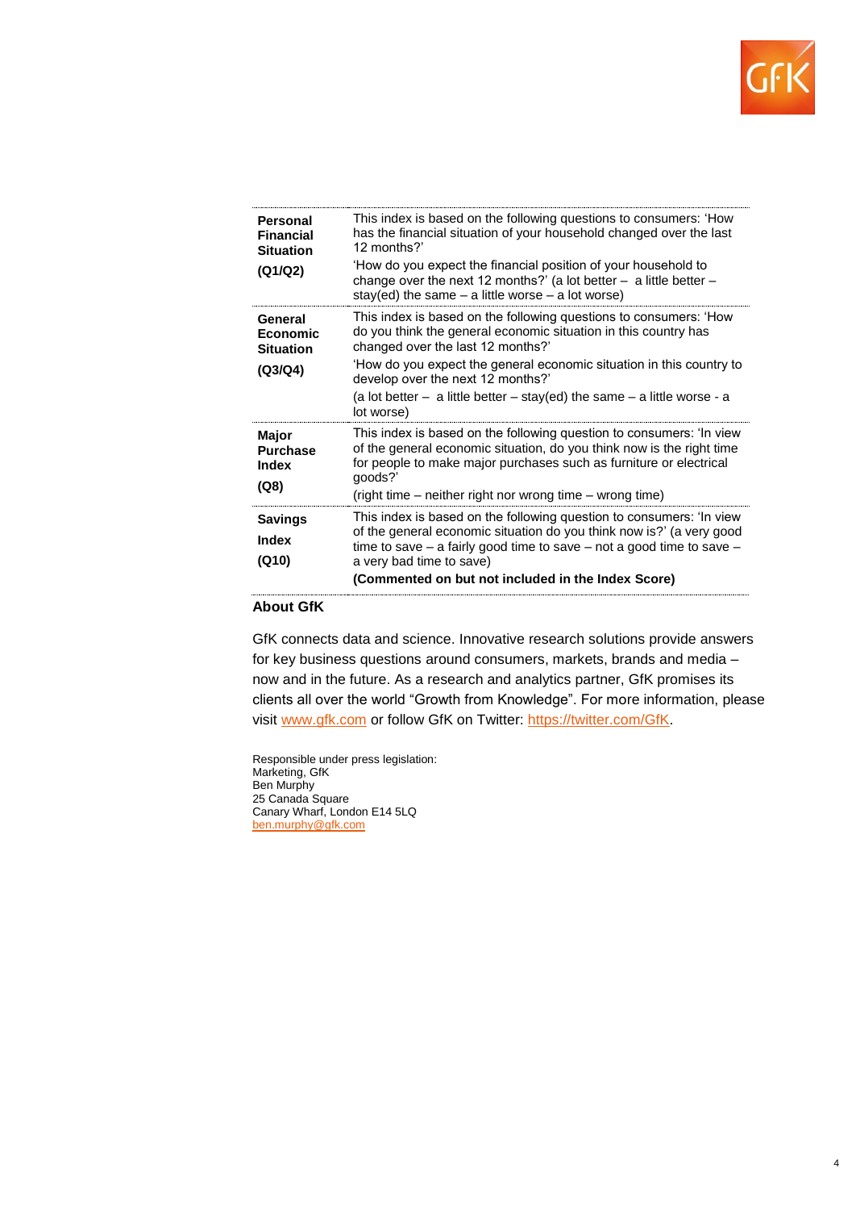| | |
|---|---|
| **Personal Financial Situation**<br><br>**(Q1/Q2)** | This index is based on the following questions to consumers: 'How has the financial situation of your household changed over the last 12 months?'<br>'How do you expect the financial position of your household to change over the next 12 months?' (a lot better – a little better – stay(ed) the same – a little worse – a lot worse) |
| **General Economic Situation**<br><br>**(Q3/Q4)** | This index is based on the following questions to consumers: 'How do you think the general economic situation in this country has changed over the last 12 months?'<br>'How do you expect the general economic situation in this country to develop over the next 12 months?'<br>(a lot better – a little better – stay(ed) the same – a little worse - a lot worse) |
| **Major Purchase Index**<br><br>**(Q8)** | This index is based on the following question to consumers: 'In view of the general economic situation, do you think now is the right time for people to make major purchases such as furniture or electrical goods?'<br>(right time – neither right nor wrong time – wrong time) |
| **Savings Index**<br><br>**(Q10)** | This index is based on the following question to consumers: 'In view of the general economic situation do you think now is?' (a very good time to save – a fairly good time to save – not a good time to save – a very bad time to save)<br>**(Commented on but not included in the Index Score)** |

### About GfK

GfK connects data and science. Innovative research solutions provide answers for key business questions around consumers, markets, brands and media – now and in the future. As a research and analytics partner, GfK promises its clients all over the world "Growth from Knowledge". For more information, please visit www.gfk.com or follow GfK on Twitter: https://twitter.com/GfK.

Responsible under press legislation:
Marketing, GfK
Ben Murphy
25 Canada Square
Canary Wharf, London E14 5LQ
ben.murphy@gfk.com